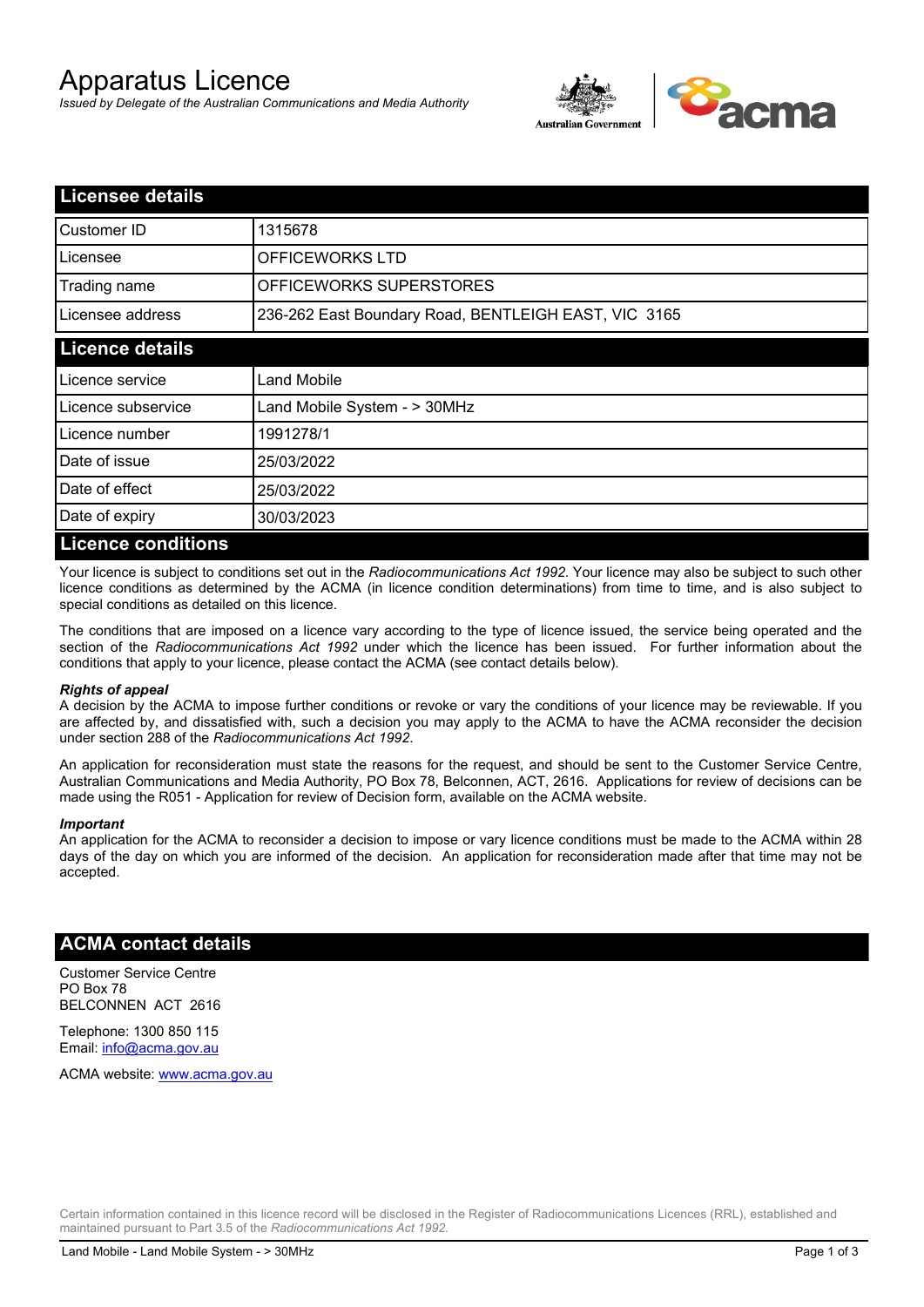# Apparatus Licence

*Issued by Delegate of the Australian Communications and Media Authority*

## Licensee details

| | |
|---|---|
| Customer ID | 1315678 |
| Licensee | OFFICEWORKS LTD |
| Trading name | OFFICEWORKS SUPERSTORES |
| Licensee address | 236-262 East Boundary Road, BENTLEIGH EAST, VIC 3165 |

## Licence details

| | |
|---|---|
| Licence service | Land Mobile |
| Licence subservice | Land Mobile System - > 30MHz |
| Licence number | 1991278/1 |
| Date of issue | 25/03/2022 |
| Date of effect | 25/03/2022 |
| Date of expiry | 30/03/2023 |

## Licence conditions

Your licence is subject to conditions set out in the *Radiocommunications Act 1992*. Your licence may also be subject to such other licence conditions as determined by the ACMA (in licence condition determinations) from time to time, and is also subject to special conditions as detailed on this licence.

The conditions that are imposed on a licence vary according to the type of licence issued, the service being operated and the section of the *Radiocommunications Act 1992* under which the licence has been issued. For further information about the conditions that apply to your licence, please contact the ACMA (see contact details below).

***Rights of appeal***

A decision by the ACMA to impose further conditions or revoke or vary the conditions of your licence may be reviewable. If you are affected by, and dissatisfied with, such a decision you may apply to the ACMA to have the ACMA reconsider the decision under section 288 of the *Radiocommunications Act 1992*.

An application for reconsideration must state the reasons for the request, and should be sent to the Customer Service Centre, Australian Communications and Media Authority, PO Box 78, Belconnen, ACT, 2616. Applications for review of decisions can be made using the R051 - Application for review of Decision form, available on the ACMA website.

***Important***

An application for the ACMA to reconsider a decision to impose or vary licence conditions must be made to the ACMA within 28 days of the day on which you are informed of the decision. An application for reconsideration made after that time may not be accepted.

## ACMA contact details

Customer Service Centre
PO Box 78
BELCONNEN ACT 2616

Telephone: 1300 850 115
Email: info@acma.gov.au

ACMA website: www.acma.gov.au

Certain information contained in this licence record will be disclosed in the Register of Radiocommunications Licences (RRL), established and maintained pursuant to Part 3.5 of the *Radiocommunications Act 1992.*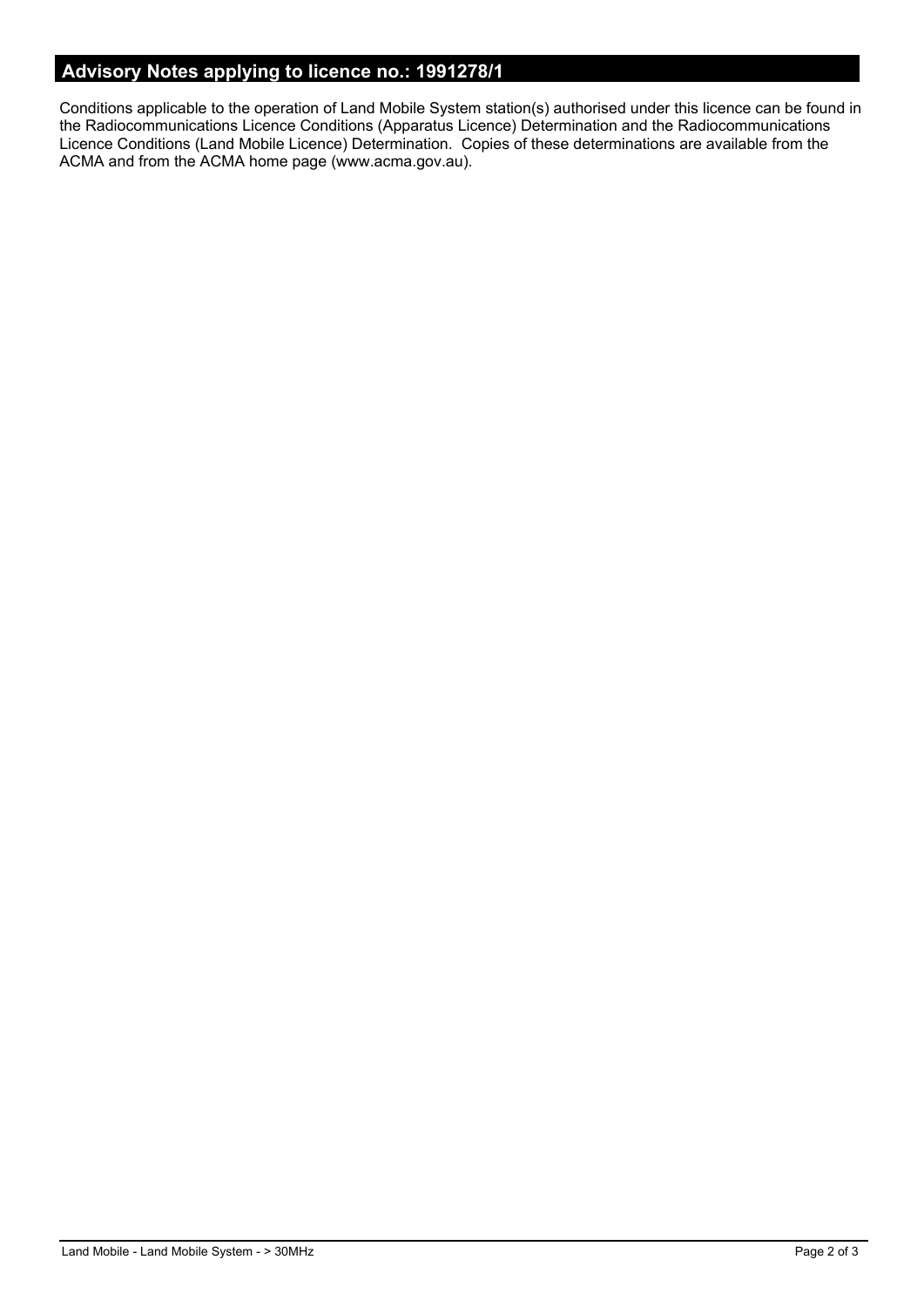## Advisory Notes applying to licence no.: 1991278/1

Conditions applicable to the operation of Land Mobile System station(s) authorised under this licence can be found in the Radiocommunications Licence Conditions (Apparatus Licence) Determination and the Radiocommunications Licence Conditions (Land Mobile Licence) Determination. Copies of these determinations are available from the ACMA and from the ACMA home page (www.acma.gov.au).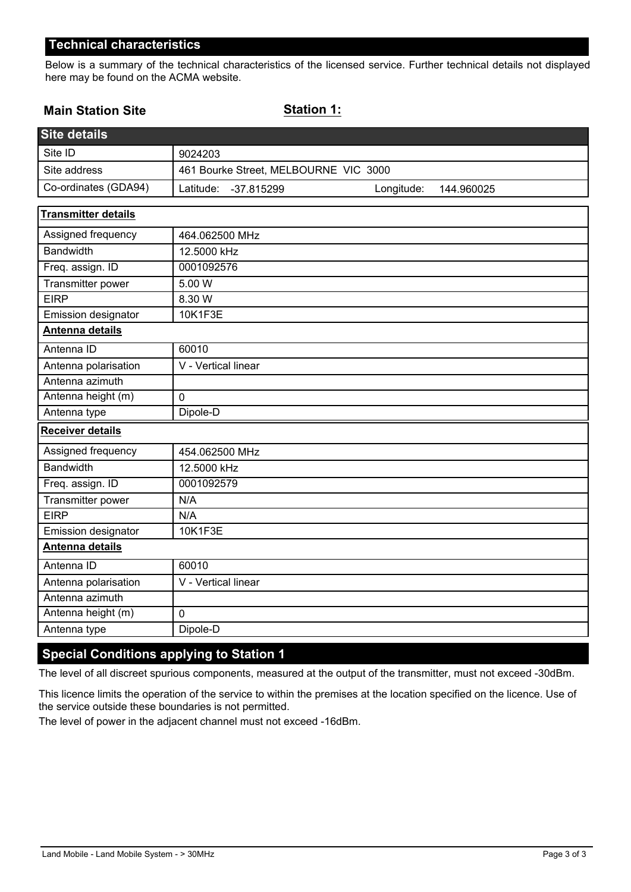## Technical characteristics

Below is a summary of the technical characteristics of the licensed service. Further technical details not displayed here may be found on the ACMA website.

**Main Station Site** **Station 1:**

| Site details | |
|---|---|
| Site ID | 9024203 |
| Site address | 461 Bourke Street, MELBOURNE VIC 3000 |
| Co-ordinates (GDA94) | Latitude: -37.815299 Longitude: 144.960025 |

| **Transmitter details** | |
|---|---|
| Assigned frequency | 464.062500 MHz |
| Bandwidth | 12.5000 kHz |
| Freq. assign. ID | 0001092576 |
| Transmitter power | 5.00 W |
| EIRP | 8.30 W |
| Emission designator | 10K1F3E |
| **Antenna details** | |
| Antenna ID | 60010 |
| Antenna polarisation | V - Vertical linear |
| Antenna azimuth | |
| Antenna height (m) | 0 |
| Antenna type | Dipole-D |
| **Receiver details** | |
| Assigned frequency | 454.062500 MHz |
| Bandwidth | 12.5000 kHz |
| Freq. assign. ID | 0001092579 |
| Transmitter power | N/A |
| EIRP | N/A |
| Emission designator | 10K1F3E |
| **Antenna details** | |
| Antenna ID | 60010 |
| Antenna polarisation | V - Vertical linear |
| Antenna azimuth | |
| Antenna height (m) | 0 |
| Antenna type | Dipole-D |

## Special Conditions applying to Station 1

The level of all discreet spurious components, measured at the output of the transmitter, must not exceed -30dBm.

This licence limits the operation of the service to within the premises at the location specified on the licence. Use of the service outside these boundaries is not permitted.

The level of power in the adjacent channel must not exceed -16dBm.